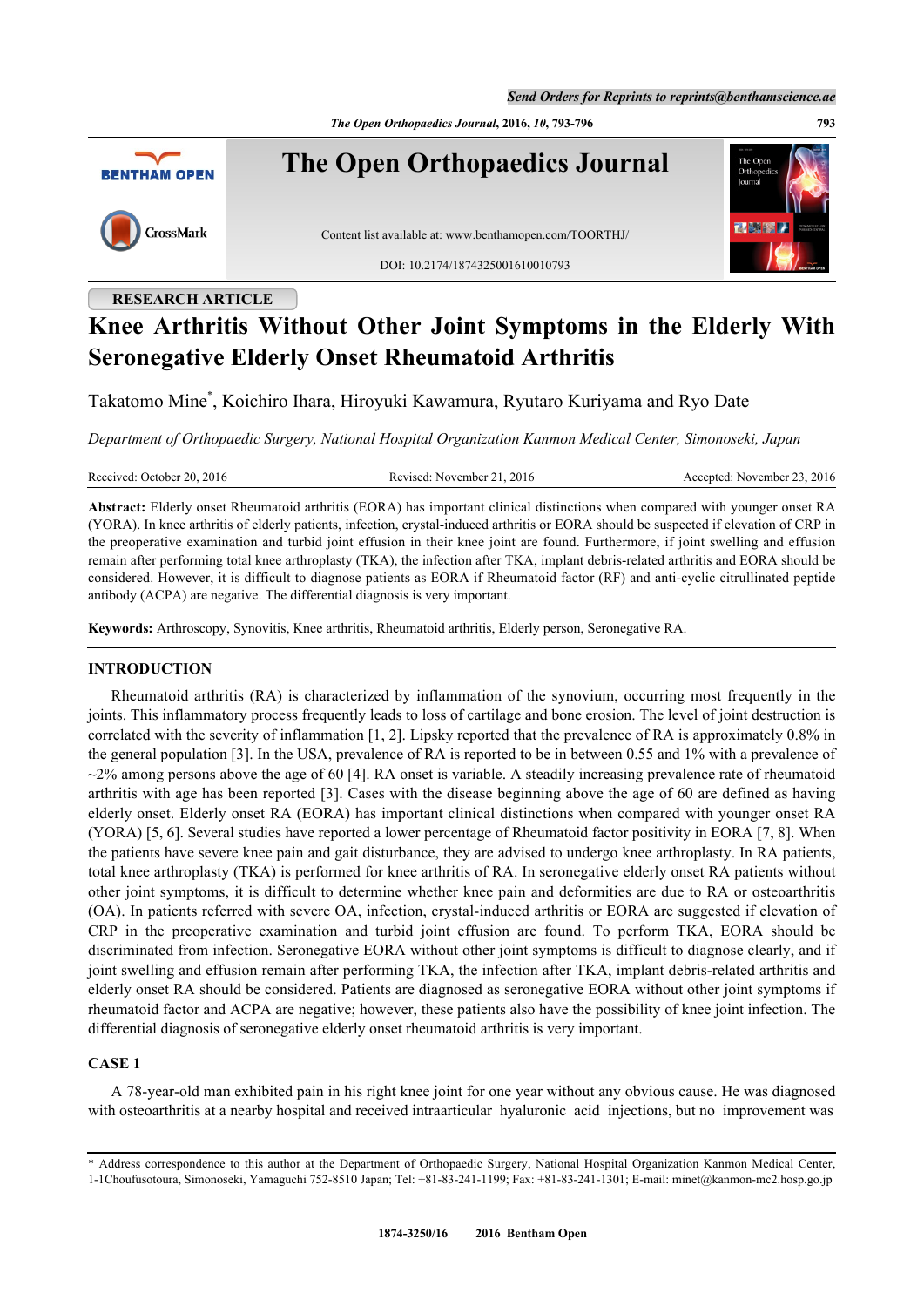RESEARCH ARTICLE

# Knee Arthritis Without Other Joint Symptoms in the Elderly With Seronegative Elderly Onset Rheumatoid Arthritis

Takatomo Mine*, Koichiro Ihara, Hiroyuki Kawamura, Ryutaro Kuriyama and Ryo Date

*Department of Orthopaedic Surgery, National Hospital Organization Kanmon Medical Center, Simonoseki, Japan*

Received: October 20, 2016 Revised: November 21, 2016 Accepted: November 23, 2016

**Abstract:** Elderly onset Rheumatoid arthritis (EORA) has important clinical distinctions when compared with younger onset RA (YORA). In knee arthritis of elderly patients, infection, crystal-induced arthritis or EORA should be suspected if elevation of CRP in the preoperative examination and turbid joint effusion in their knee joint are found. Furthermore, if joint swelling and effusion remain after performing total knee arthroplasty (TKA), the infection after TKA, implant debris-related arthritis and EORA should be considered. However, it is difficult to diagnose patients as EORA if Rheumatoid factor (RF) and anti-cyclic citrullinated peptide antibody (ACPA) are negative. The differential diagnosis is very important.

**Keywords:** Arthroscopy, Synovitis, Knee arthritis, Rheumatoid arthritis, Elderly person, Seronegative RA.

## INTRODUCTION

Rheumatoid arthritis (RA) is characterized by inflammation of the synovium, occurring most frequently in the joints. This inflammatory process frequently leads to loss of cartilage and bone erosion. The level of joint destruction is correlated with the severity of inflammation [1, 2]. Lipsky reported that the prevalence of RA is approximately 0.8% in the general population [3]. In the USA, prevalence of RA is reported to be in between 0.55 and 1% with a prevalence of ~2% among persons above the age of 60 [4]. RA onset is variable. A steadily increasing prevalence rate of rheumatoid arthritis with age has been reported [3]. Cases with the disease beginning above the age of 60 are defined as having elderly onset. Elderly onset RA (EORA) has important clinical distinctions when compared with younger onset RA (YORA) [5, 6]. Several studies have reported a lower percentage of Rheumatoid factor positivity in EORA [7, 8]. When the patients have severe knee pain and gait disturbance, they are advised to undergo knee arthroplasty. In RA patients, total knee arthroplasty (TKA) is performed for knee arthritis of RA. In seronegative elderly onset RA patients without other joint symptoms, it is difficult to determine whether knee pain and deformities are due to RA or osteoarthritis (OA). In patients referred with severe OA, infection, crystal-induced arthritis or EORA are suggested if elevation of CRP in the preoperative examination and turbid joint effusion are found. To perform TKA, EORA should be discriminated from infection. Seronegative EORA without other joint symptoms is difficult to diagnose clearly, and if joint swelling and effusion remain after performing TKA, the infection after TKA, implant debris-related arthritis and elderly onset RA should be considered. Patients are diagnosed as seronegative EORA without other joint symptoms if rheumatoid factor and ACPA are negative; however, these patients also have the possibility of knee joint infection. The differential diagnosis of seronegative elderly onset rheumatoid arthritis is very important.

## CASE 1

A 78-year-old man exhibited pain in his right knee joint for one year without any obvious cause. He was diagnosed with osteoarthritis at a nearby hospital and received intraarticular hyaluronic acid injections, but no improvement was

---

* Address correspondence to this author at the Department of Orthopaedic Surgery, National Hospital Organization Kanmon Medical Center, 1-1Choufusotoura, Simonoseki, Yamaguchi 752-8510 Japan; Tel: +81-83-241-1199; Fax: +81-83-241-1301; E-mail: minet@kanmon-mc2.hosp.go.jp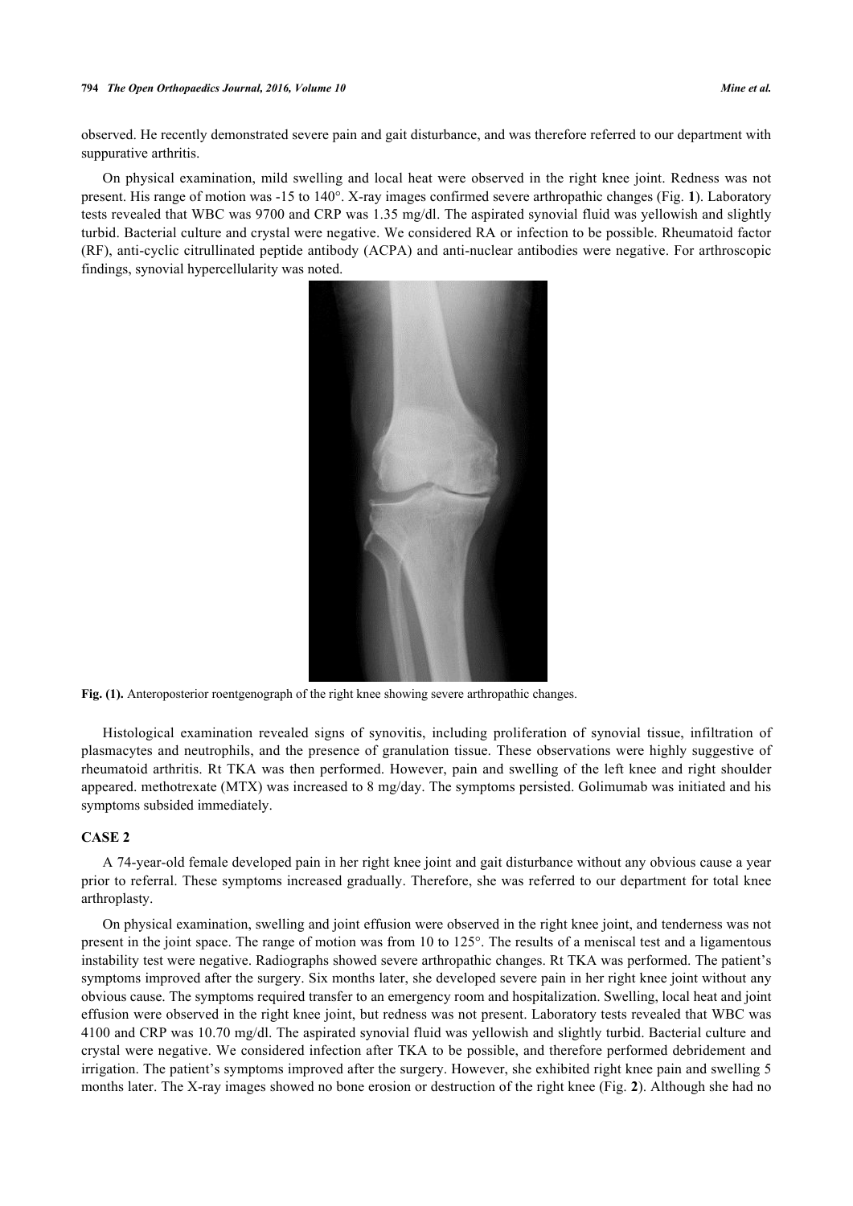observed. He recently demonstrated severe pain and gait disturbance, and was therefore referred to our department with suppurative arthritis.

On physical examination, mild swelling and local heat were observed in the right knee joint. Redness was not present. His range of motion was -15 to 140°. X-ray images confirmed severe arthropathic changes (Fig. **1**). Laboratory tests revealed that WBC was 9700 and CRP was 1.35 mg/dl. The aspirated synovial fluid was yellowish and slightly turbid. Bacterial culture and crystal were negative. We considered RA or infection to be possible. Rheumatoid factor (RF), anti-cyclic citrullinated peptide antibody (ACPA) and anti-nuclear antibodies were negative. For arthroscopic findings, synovial hypercellularity was noted.

**Fig. (1).** Anteroposterior roentgenograph of the right knee showing severe arthropathic changes.

Histological examination revealed signs of synovitis, including proliferation of synovial tissue, infiltration of plasmacytes and neutrophils, and the presence of granulation tissue. These observations were highly suggestive of rheumatoid arthritis. Rt TKA was then performed. However, pain and swelling of the left knee and right shoulder appeared. methotrexate (MTX) was increased to 8 mg/day. The symptoms persisted. Golimumab was initiated and his symptoms subsided immediately.

## CASE 2

A 74-year-old female developed pain in her right knee joint and gait disturbance without any obvious cause a year prior to referral. These symptoms increased gradually. Therefore, she was referred to our department for total knee arthroplasty.

On physical examination, swelling and joint effusion were observed in the right knee joint, and tenderness was not present in the joint space. The range of motion was from 10 to 125°. The results of a meniscal test and a ligamentous instability test were negative. Radiographs showed severe arthropathic changes. Rt TKA was performed. The patient's symptoms improved after the surgery. Six months later, she developed severe pain in her right knee joint without any obvious cause. The symptoms required transfer to an emergency room and hospitalization. Swelling, local heat and joint effusion were observed in the right knee joint, but redness was not present. Laboratory tests revealed that WBC was 4100 and CRP was 10.70 mg/dl. The aspirated synovial fluid was yellowish and slightly turbid. Bacterial culture and crystal were negative. We considered infection after TKA to be possible, and therefore performed debridement and irrigation. The patient's symptoms improved after the surgery. However, she exhibited right knee pain and swelling 5 months later. The X-ray images showed no bone erosion or destruction of the right knee (Fig. **2**). Although she had no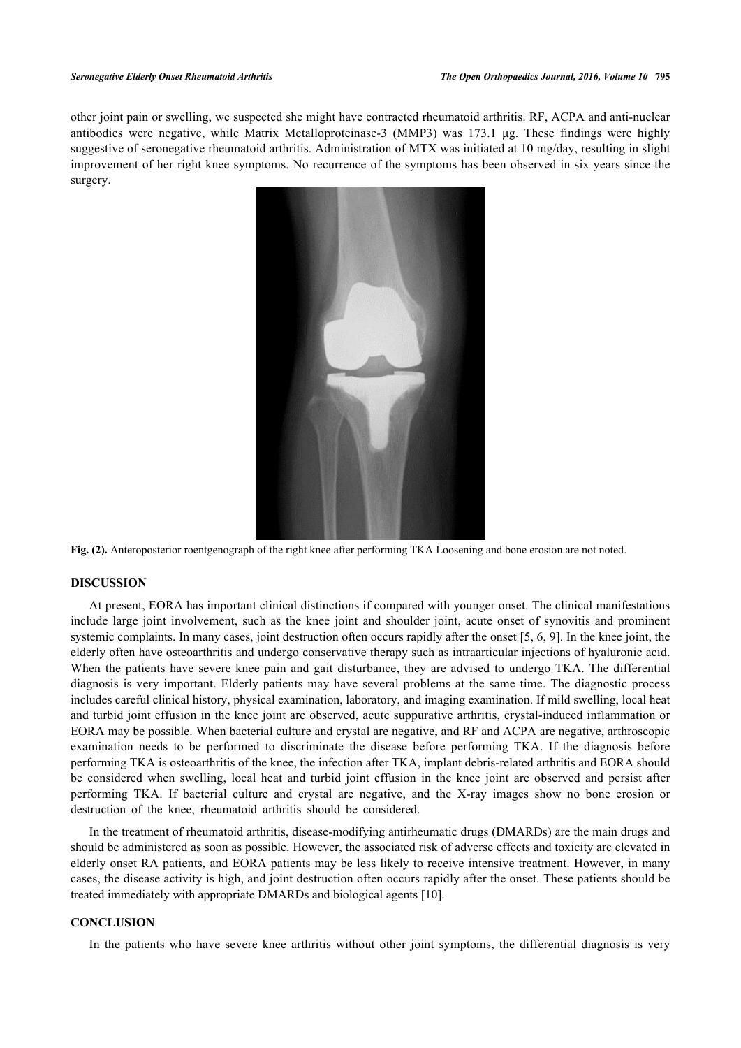other joint pain or swelling, we suspected she might have contracted rheumatoid arthritis. RF, ACPA and anti-nuclear antibodies were negative, while Matrix Metalloproteinase-3 (MMP3) was 173.1 μg. These findings were highly suggestive of seronegative rheumatoid arthritis. Administration of MTX was initiated at 10 mg/day, resulting in slight improvement of her right knee symptoms. No recurrence of the symptoms has been observed in six years since the surgery.

**Fig. (2).** Anteroposterior roentgenograph of the right knee after performing TKA Loosening and bone erosion are not noted.

## DISCUSSION

At present, EORA has important clinical distinctions if compared with younger onset. The clinical manifestations include large joint involvement, such as the knee joint and shoulder joint, acute onset of synovitis and prominent systemic complaints. In many cases, joint destruction often occurs rapidly after the onset [5, 6, 9]. In the knee joint, the elderly often have osteoarthritis and undergo conservative therapy such as intraarticular injections of hyaluronic acid. When the patients have severe knee pain and gait disturbance, they are advised to undergo TKA. The differential diagnosis is very important. Elderly patients may have several problems at the same time. The diagnostic process includes careful clinical history, physical examination, laboratory, and imaging examination. If mild swelling, local heat and turbid joint effusion in the knee joint are observed, acute suppurative arthritis, crystal-induced inflammation or EORA may be possible. When bacterial culture and crystal are negative, and RF and ACPA are negative, arthroscopic examination needs to be performed to discriminate the disease before performing TKA. If the diagnosis before performing TKA is osteoarthritis of the knee, the infection after TKA, implant debris-related arthritis and EORA should be considered when swelling, local heat and turbid joint effusion in the knee joint are observed and persist after performing TKA. If bacterial culture and crystal are negative, and the X-ray images show no bone erosion or destruction of the knee, rheumatoid arthritis should be considered.

In the treatment of rheumatoid arthritis, disease-modifying antirheumatic drugs (DMARDs) are the main drugs and should be administered as soon as possible. However, the associated risk of adverse effects and toxicity are elevated in elderly onset RA patients, and EORA patients may be less likely to receive intensive treatment. However, in many cases, the disease activity is high, and joint destruction often occurs rapidly after the onset. These patients should be treated immediately with appropriate DMARDs and biological agents [10].

## CONCLUSION

In the patients who have severe knee arthritis without other joint symptoms, the differential diagnosis is very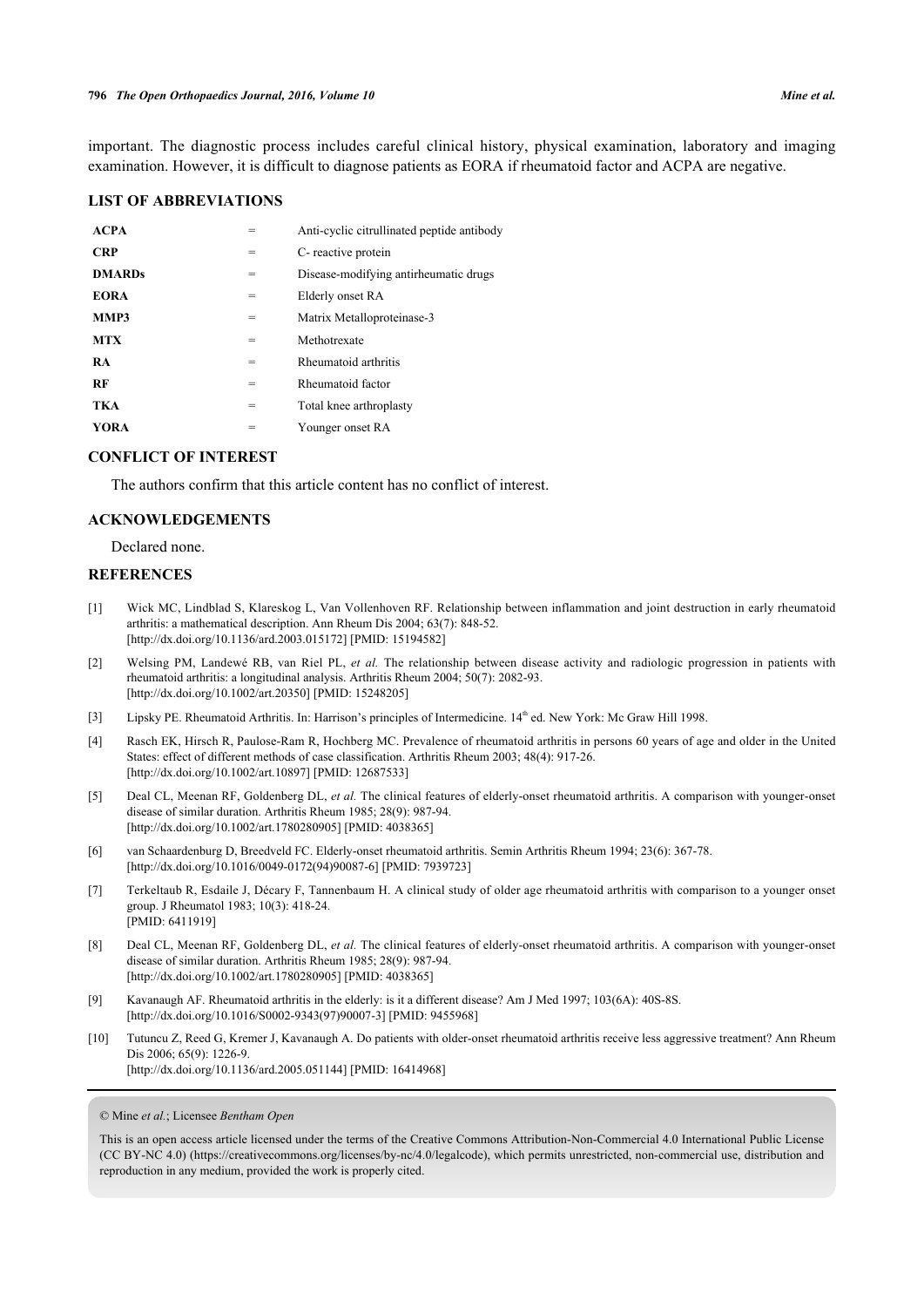important. The diagnostic process includes careful clinical history, physical examination, laboratory and imaging examination. However, it is difficult to diagnose patients as EORA if rheumatoid factor and ACPA are negative.

## LIST OF ABBREVIATIONS

| | | |
|---|---|---|
| **ACPA** | = | Anti-cyclic citrullinated peptide antibody |
| **CRP** | = | C- reactive protein |
| **DMARDs** | = | Disease-modifying antirheumatic drugs |
| **EORA** | = | Elderly onset RA |
| **MMP3** | = | Matrix Metalloproteinase-3 |
| **MTX** | = | Methotrexate |
| **RA** | = | Rheumatoid arthritis |
| **RF** | = | Rheumatoid factor |
| **TKA** | = | Total knee arthroplasty |
| **YORA** | = | Younger onset RA |

## CONFLICT OF INTEREST

The authors confirm that this article content has no conflict of interest.

## ACKNOWLEDGEMENTS

Declared none.

## REFERENCES

[1] Wick MC, Lindblad S, Klareskog L, Van Vollenhoven RF. Relationship between inflammation and joint destruction in early rheumatoid arthritis: a mathematical description. Ann Rheum Dis 2004; 63(7): 848-52. [http://dx.doi.org/10.1136/ard.2003.015172] [PMID: 15194582]

[2] Welsing PM, Landewé RB, van Riel PL, *et al.* The relationship between disease activity and radiologic progression in patients with rheumatoid arthritis: a longitudinal analysis. Arthritis Rheum 2004; 50(7): 2082-93. [http://dx.doi.org/10.1002/art.20350] [PMID: 15248205]

[3] Lipsky PE. Rheumatoid Arthritis. In: Harrison's principles of Intermedicine. 14th ed. New York: Mc Graw Hill 1998.

[4] Rasch EK, Hirsch R, Paulose-Ram R, Hochberg MC. Prevalence of rheumatoid arthritis in persons 60 years of age and older in the United States: effect of different methods of case classification. Arthritis Rheum 2003; 48(4): 917-26. [http://dx.doi.org/10.1002/art.10897] [PMID: 12687533]

[5] Deal CL, Meenan RF, Goldenberg DL, *et al.* The clinical features of elderly-onset rheumatoid arthritis. A comparison with younger-onset disease of similar duration. Arthritis Rheum 1985; 28(9): 987-94. [http://dx.doi.org/10.1002/art.1780280905] [PMID: 4038365]

[6] van Schaardenburg D, Breedveld FC. Elderly-onset rheumatoid arthritis. Semin Arthritis Rheum 1994; 23(6): 367-78. [http://dx.doi.org/10.1016/0049-0172(94)90087-6] [PMID: 7939723]

[7] Terkeltaub R, Esdaile J, Décary F, Tannenbaum H. A clinical study of older age rheumatoid arthritis with comparison to a younger onset group. J Rheumatol 1983; 10(3): 418-24. [PMID: 6411919]

[8] Deal CL, Meenan RF, Goldenberg DL, *et al.* The clinical features of elderly-onset rheumatoid arthritis. A comparison with younger-onset disease of similar duration. Arthritis Rheum 1985; 28(9): 987-94. [http://dx.doi.org/10.1002/art.1780280905] [PMID: 4038365]

[9] Kavanaugh AF. Rheumatoid arthritis in the elderly: is it a different disease? Am J Med 1997; 103(6A): 40S-8S. [http://dx.doi.org/10.1016/S0002-9343(97)90007-3] [PMID: 9455968]

[10] Tutuncu Z, Reed G, Kremer J, Kavanaugh A. Do patients with older-onset rheumatoid arthritis receive less aggressive treatment? Ann Rheum Dis 2006; 65(9): 1226-9. [http://dx.doi.org/10.1136/ard.2005.051144] [PMID: 16414968]

© Mine *et al.*; Licensee *Bentham Open*

This is an open access article licensed under the terms of the Creative Commons Attribution-Non-Commercial 4.0 International Public License (CC BY-NC 4.0) (https://creativecommons.org/licenses/by-nc/4.0/legalcode), which permits unrestricted, non-commercial use, distribution and reproduction in any medium, provided the work is properly cited.